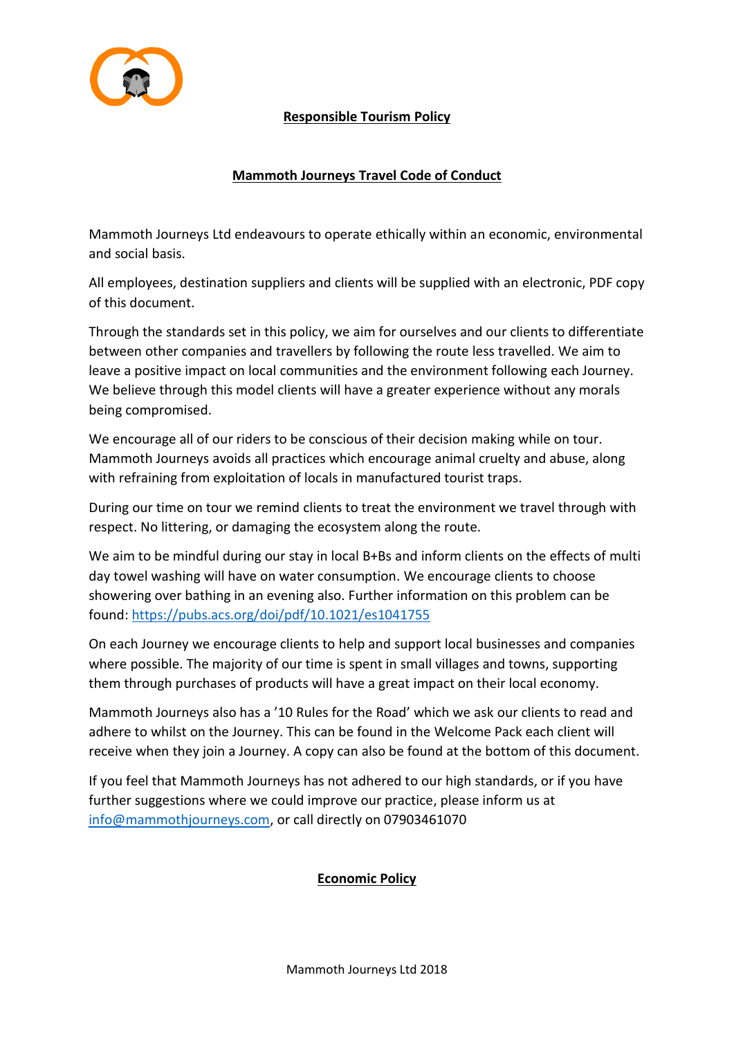## Responsible Tourism Policy

## Mammoth Journeys Travel Code of Conduct

Mammoth Journeys Ltd endeavours to operate ethically within an economic, environmental and social basis.

All employees, destination suppliers and clients will be supplied with an electronic, PDF copy of this document.

Through the standards set in this policy, we aim for ourselves and our clients to differentiate between other companies and travellers by following the route less travelled. We aim to leave a positive impact on local communities and the environment following each Journey. We believe through this model clients will have a greater experience without any morals being compromised.

We encourage all of our riders to be conscious of their decision making while on tour. Mammoth Journeys avoids all practices which encourage animal cruelty and abuse, along with refraining from exploitation of locals in manufactured tourist traps.

During our time on tour we remind clients to treat the environment we travel through with respect. No littering, or damaging the ecosystem along the route.

We aim to be mindful during our stay in local B+Bs and inform clients on the effects of multi day towel washing will have on water consumption. We encourage clients to choose showering over bathing in an evening also. Further information on this problem can be found: [https://pubs.acs.org/doi/pdf/10.1021/es1041755](https://pubs.acs.org/doi/pdf/10.1021/es1041755)

On each Journey we encourage clients to help and support local businesses and companies where possible. The majority of our time is spent in small villages and towns, supporting them through purchases of products will have a great impact on their local economy.

Mammoth Journeys also has a '10 Rules for the Road' which we ask our clients to read and adhere to whilst on the Journey. This can be found in the Welcome Pack each client will receive when they join a Journey. A copy can also be found at the bottom of this document.

If you feel that Mammoth Journeys has not adhered to our high standards, or if you have further suggestions where we could improve our practice, please inform us at [info@mammothjourneys.com](mailto:info@mammothjourneys.com), or call directly on 07903461070

## Economic Policy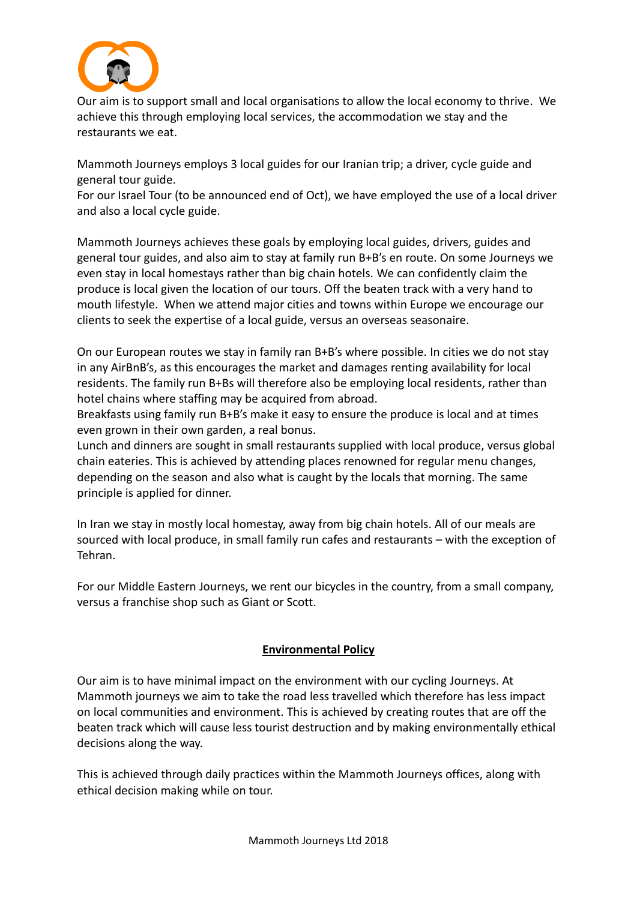Our aim is to support small and local organisations to allow the local economy to thrive. We achieve this through employing local services, the accommodation we stay and the restaurants we eat.

Mammoth Journeys employs 3 local guides for our Iranian trip; a driver, cycle guide and general tour guide.
For our Israel Tour (to be announced end of Oct), we have employed the use of a local driver and also a local cycle guide.

Mammoth Journeys achieves these goals by employing local guides, drivers, guides and general tour guides, and also aim to stay at family run B+B's en route. On some Journeys we even stay in local homestays rather than big chain hotels. We can confidently claim the produce is local given the location of our tours. Off the beaten track with a very hand to mouth lifestyle. When we attend major cities and towns within Europe we encourage our clients to seek the expertise of a local guide, versus an overseas seasonaire.

On our European routes we stay in family ran B+B's where possible. In cities we do not stay in any AirBnB's, as this encourages the market and damages renting availability for local residents. The family run B+Bs will therefore also be employing local residents, rather than hotel chains where staffing may be acquired from abroad.
Breakfasts using family run B+B's make it easy to ensure the produce is local and at times even grown in their own garden, a real bonus.
Lunch and dinners are sought in small restaurants supplied with local produce, versus global chain eateries. This is achieved by attending places renowned for regular menu changes, depending on the season and also what is caught by the locals that morning. The same principle is applied for dinner.

In Iran we stay in mostly local homestay, away from big chain hotels. All of our meals are sourced with local produce, in small family run cafes and restaurants – with the exception of Tehran.

For our Middle Eastern Journeys, we rent our bicycles in the country, from a small company, versus a franchise shop such as Giant or Scott.

## **Environmental Policy**

Our aim is to have minimal impact on the environment with our cycling Journeys. At Mammoth journeys we aim to take the road less travelled which therefore has less impact on local communities and environment. This is achieved by creating routes that are off the beaten track which will cause less tourist destruction and by making environmentally ethical decisions along the way.

This is achieved through daily practices within the Mammoth Journeys offices, along with ethical decision making while on tour.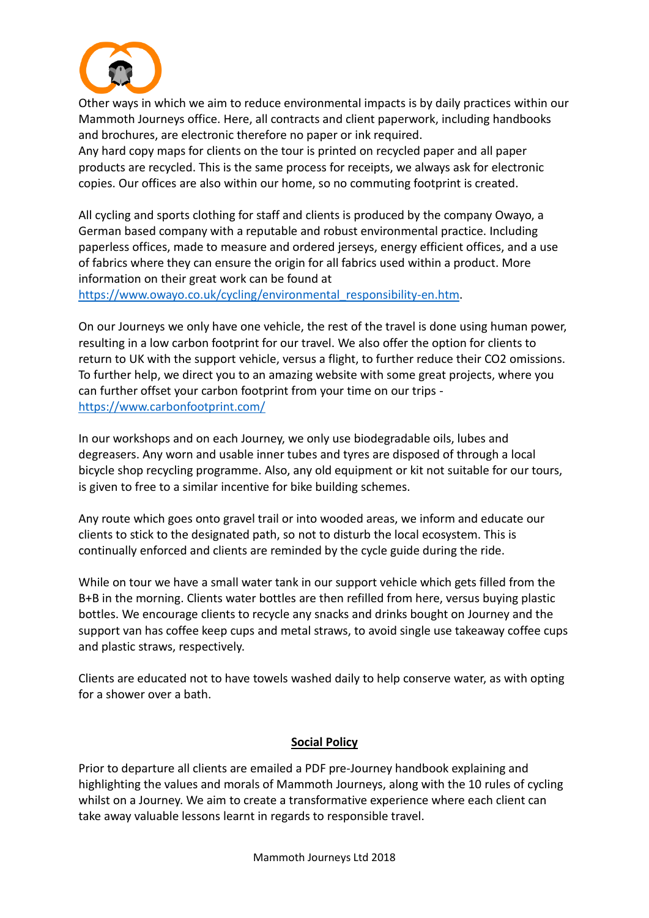Other ways in which we aim to reduce environmental impacts is by daily practices within our Mammoth Journeys office. Here, all contracts and client paperwork, including handbooks and brochures, are electronic therefore no paper or ink required.
Any hard copy maps for clients on the tour is printed on recycled paper and all paper products are recycled. This is the same process for receipts, we always ask for electronic copies. Our offices are also within our home, so no commuting footprint is created.

All cycling and sports clothing for staff and clients is produced by the company Owayo, a German based company with a reputable and robust environmental practice. Including paperless offices, made to measure and ordered jerseys, energy efficient offices, and a use of fabrics where they can ensure the origin for all fabrics used within a product. More information on their great work can be found at https://www.owayo.co.uk/cycling/environmental_responsibility-en.htm.

On our Journeys we only have one vehicle, the rest of the travel is done using human power, resulting in a low carbon footprint for our travel. We also offer the option for clients to return to UK with the support vehicle, versus a flight, to further reduce their CO2 omissions. To further help, we direct you to an amazing website with some great projects, where you can further offset your carbon footprint from your time on our trips - https://www.carbonfootprint.com/

In our workshops and on each Journey, we only use biodegradable oils, lubes and degreasers. Any worn and usable inner tubes and tyres are disposed of through a local bicycle shop recycling programme. Also, any old equipment or kit not suitable for our tours, is given to free to a similar incentive for bike building schemes.

Any route which goes onto gravel trail or into wooded areas, we inform and educate our clients to stick to the designated path, so not to disturb the local ecosystem. This is continually enforced and clients are reminded by the cycle guide during the ride.

While on tour we have a small water tank in our support vehicle which gets filled from the B+B in the morning. Clients water bottles are then refilled from here, versus buying plastic bottles. We encourage clients to recycle any snacks and drinks bought on Journey and the support van has coffee keep cups and metal straws, to avoid single use takeaway coffee cups and plastic straws, respectively.

Clients are educated not to have towels washed daily to help conserve water, as with opting for a shower over a bath.

## Social Policy

Prior to departure all clients are emailed a PDF pre-Journey handbook explaining and highlighting the values and morals of Mammoth Journeys, along with the 10 rules of cycling whilst on a Journey. We aim to create a transformative experience where each client can take away valuable lessons learnt in regards to responsible travel.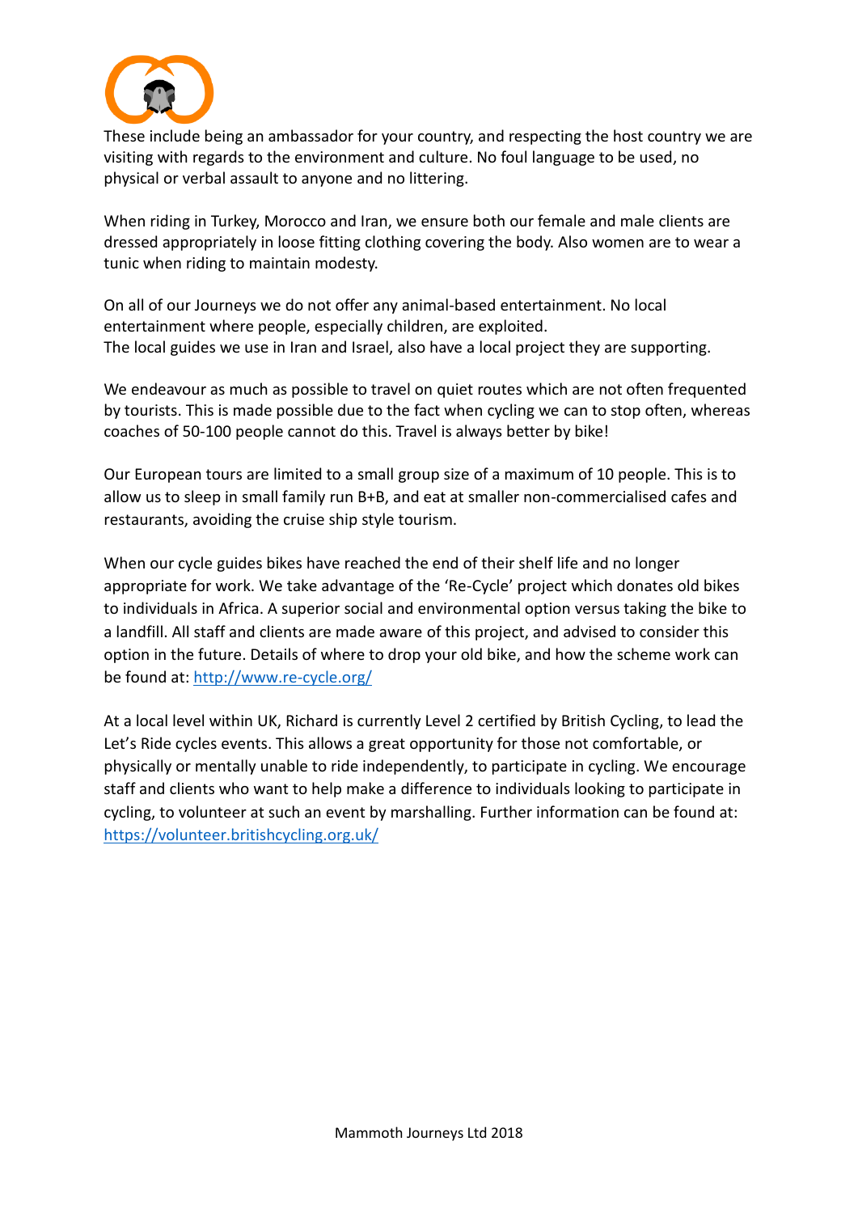These include being an ambassador for your country, and respecting the host country we are visiting with regards to the environment and culture. No foul language to be used, no physical or verbal assault to anyone and no littering.

When riding in Turkey, Morocco and Iran, we ensure both our female and male clients are dressed appropriately in loose fitting clothing covering the body. Also women are to wear a tunic when riding to maintain modesty.

On all of our Journeys we do not offer any animal-based entertainment. No local entertainment where people, especially children, are exploited.
The local guides we use in Iran and Israel, also have a local project they are supporting.

We endeavour as much as possible to travel on quiet routes which are not often frequented by tourists. This is made possible due to the fact when cycling we can to stop often, whereas coaches of 50-100 people cannot do this. Travel is always better by bike!

Our European tours are limited to a small group size of a maximum of 10 people. This is to allow us to sleep in small family run B+B, and eat at smaller non-commercialised cafes and restaurants, avoiding the cruise ship style tourism.

When our cycle guides bikes have reached the end of their shelf life and no longer appropriate for work. We take advantage of the 'Re-Cycle' project which donates old bikes to individuals in Africa. A superior social and environmental option versus taking the bike to a landfill. All staff and clients are made aware of this project, and advised to consider this option in the future. Details of where to drop your old bike, and how the scheme work can be found at: [http://www.re-cycle.org/](http://www.re-cycle.org/)

At a local level within UK, Richard is currently Level 2 certified by British Cycling, to lead the Let's Ride cycles events. This allows a great opportunity for those not comfortable, or physically or mentally unable to ride independently, to participate in cycling. We encourage staff and clients who want to help make a difference to individuals looking to participate in cycling, to volunteer at such an event by marshalling. Further information can be found at: [https://volunteer.britishcycling.org.uk/](https://volunteer.britishcycling.org.uk/)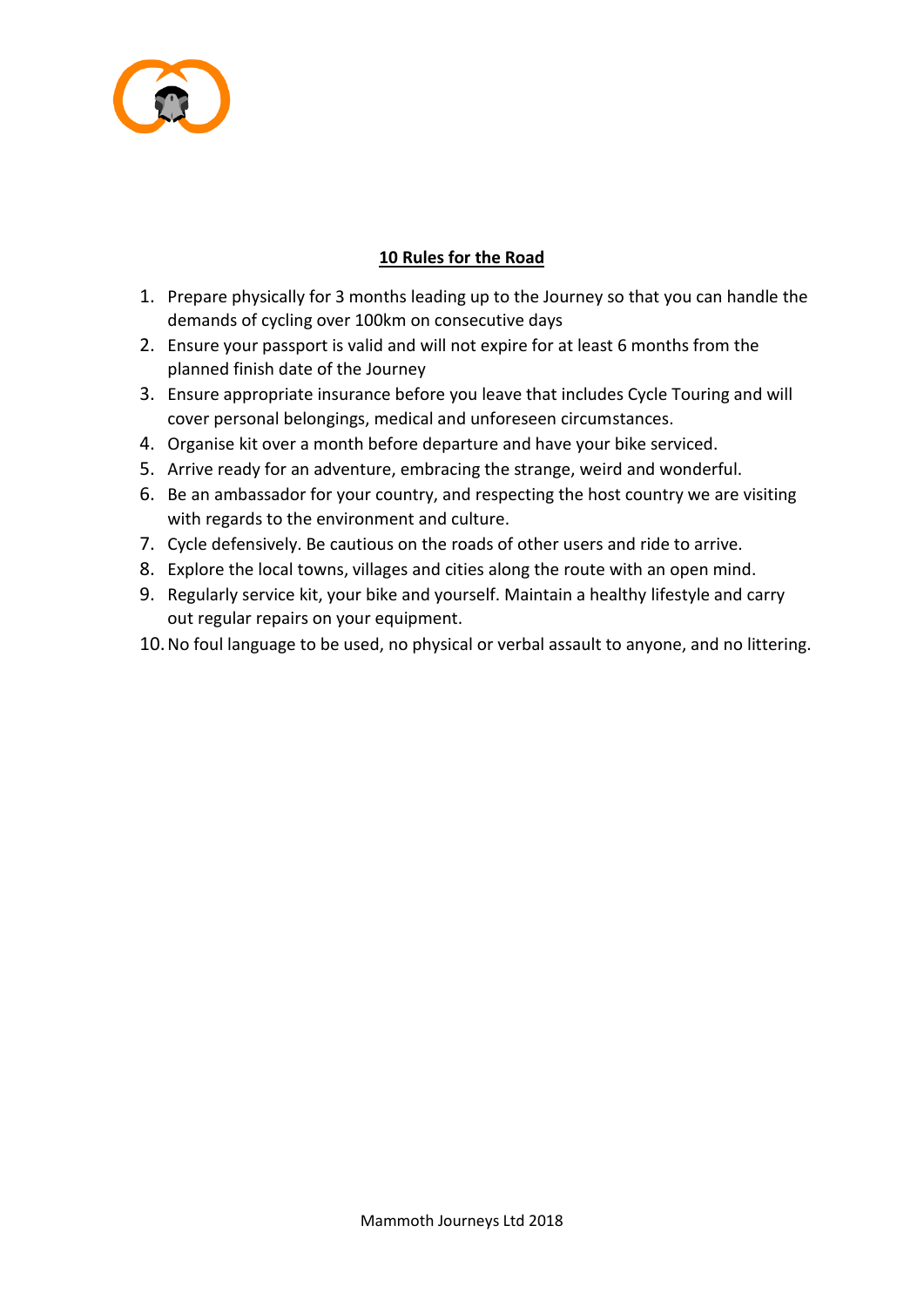## 10 Rules for the Road

1. Prepare physically for 3 months leading up to the Journey so that you can handle the demands of cycling over 100km on consecutive days
2. Ensure your passport is valid and will not expire for at least 6 months from the planned finish date of the Journey
3. Ensure appropriate insurance before you leave that includes Cycle Touring and will cover personal belongings, medical and unforeseen circumstances.
4. Organise kit over a month before departure and have your bike serviced.
5. Arrive ready for an adventure, embracing the strange, weird and wonderful.
6. Be an ambassador for your country, and respecting the host country we are visiting with regards to the environment and culture.
7. Cycle defensively. Be cautious on the roads of other users and ride to arrive.
8. Explore the local towns, villages and cities along the route with an open mind.
9. Regularly service kit, your bike and yourself. Maintain a healthy lifestyle and carry out regular repairs on your equipment.
10. No foul language to be used, no physical or verbal assault to anyone, and no littering.

Mammoth Journeys Ltd 2018